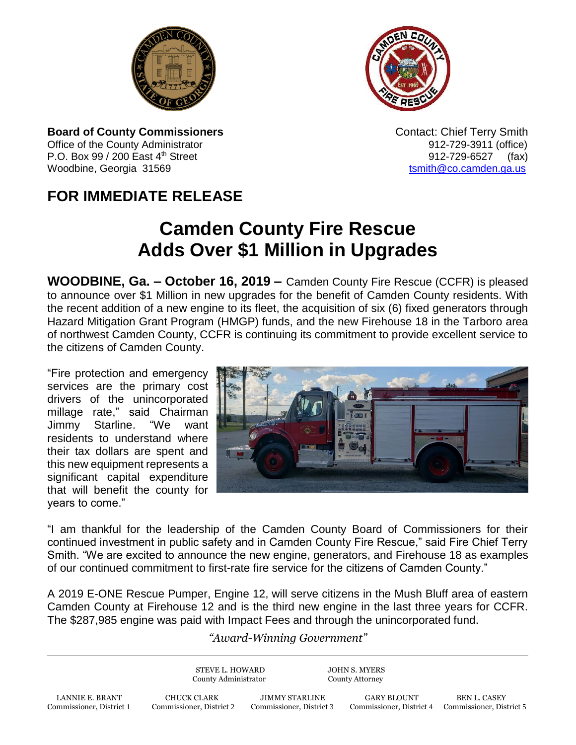**Board of County Commissioners**
Office of the County Administrator
P.O. Box 99 / 200 East 4th Street
Woodbine, Georgia 31569

Contact: Chief Terry Smith
912-729-3911 (office)
912-729-6527 (fax)
tsmith@co.camden.ga.us

## FOR IMMEDIATE RELEASE

# Camden County Fire Rescue Adds Over $1 Million in Upgrades

**WOODBINE, Ga. – October 16, 2019 –** Camden County Fire Rescue (CCFR) is pleased to announce over $1 Million in new upgrades for the benefit of Camden County residents. With the recent addition of a new engine to its fleet, the acquisition of six (6) fixed generators through Hazard Mitigation Grant Program (HMGP) funds, and the new Firehouse 18 in the Tarboro area of northwest Camden County, CCFR is continuing its commitment to provide excellent service to the citizens of Camden County.

"Fire protection and emergency services are the primary cost drivers of the unincorporated millage rate," said Chairman Jimmy Starline. "We want residents to understand where their tax dollars are spent and this new equipment represents a significant capital expenditure that will benefit the county for years to come."

"I am thankful for the leadership of the Camden County Board of Commissioners for their continued investment in public safety and in Camden County Fire Rescue," said Fire Chief Terry Smith. "We are excited to announce the new engine, generators, and Firehouse 18 as examples of our continued commitment to first-rate fire service for the citizens of Camden County."

A 2019 E-ONE Rescue Pumper, Engine 12, will serve citizens in the Mush Bluff area of eastern Camden County at Firehouse 12 and is the third new engine in the last three years for CCFR. The $287,985 engine was paid with Impact Fees and through the unincorporated fund.

*"Award-Winning Government"*

STEVE L. HOWARD, County Administrator
JOHN S. MYERS, County Attorney

LANNIE E. BRANT, Commissioner, District 1
CHUCK CLARK, Commissioner, District 2
JIMMY STARLINE, Commissioner, District 3
GARY BLOUNT, Commissioner, District 4
BEN L. CASEY, Commissioner, District 5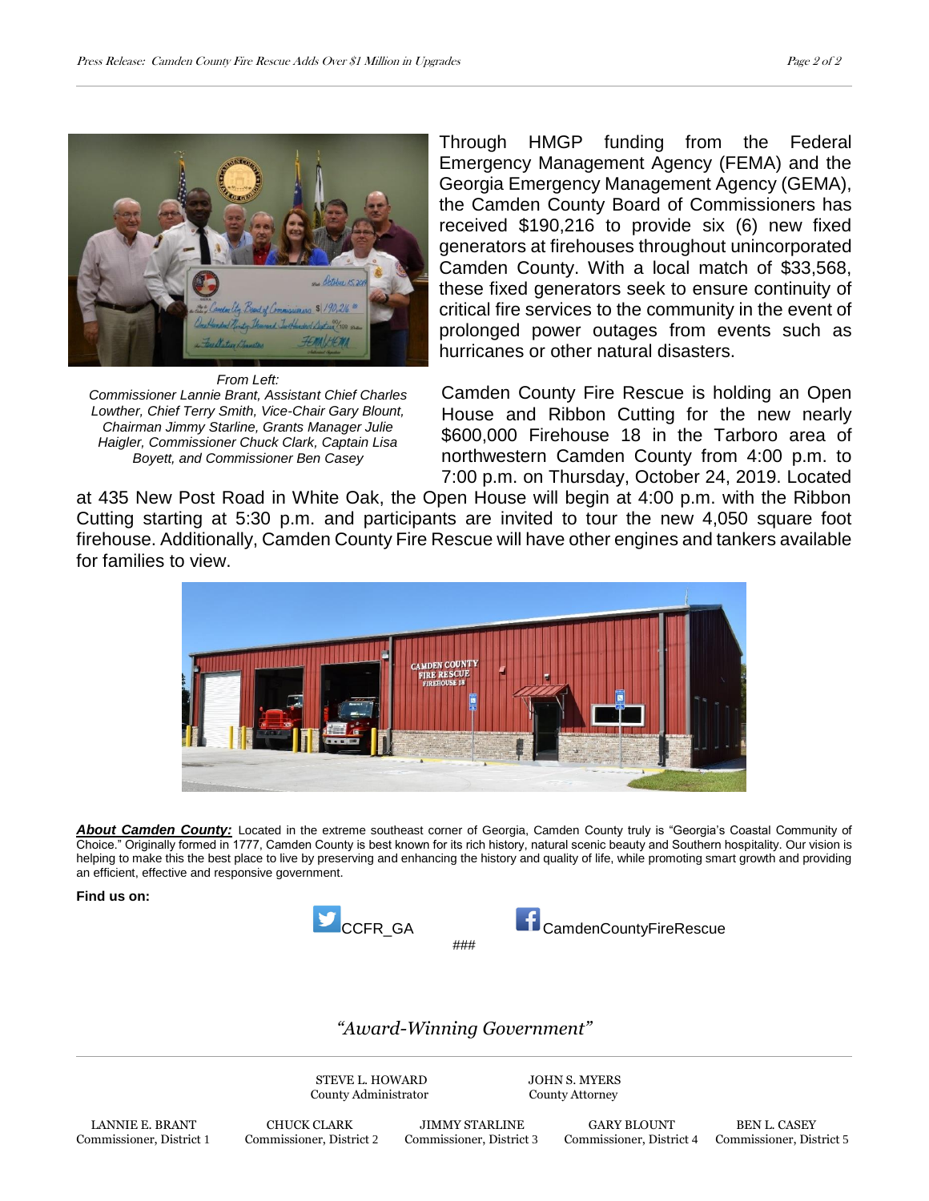*From Left:*
*Commissioner Lannie Brant, Assistant Chief Charles Lowther, Chief Terry Smith, Vice-Chair Gary Blount, Chairman Jimmy Starline, Grants Manager Julie Haigler, Commissioner Chuck Clark, Captain Lisa Boyett, and Commissioner Ben Casey*

Through HMGP funding from the Federal Emergency Management Agency (FEMA) and the Georgia Emergency Management Agency (GEMA), the Camden County Board of Commissioners has received $190,216 to provide six (6) new fixed generators at firehouses throughout unincorporated Camden County. With a local match of $33,568, these fixed generators seek to ensure continuity of critical fire services to the community in the event of prolonged power outages from events such as hurricanes or other natural disasters.

Camden County Fire Rescue is holding an Open House and Ribbon Cutting for the new nearly $600,000 Firehouse 18 in the Tarboro area of northwestern Camden County from 4:00 p.m. to 7:00 p.m. on Thursday, October 24, 2019. Located at 435 New Post Road in White Oak, the Open House will begin at 4:00 p.m. with the Ribbon Cutting starting at 5:30 p.m. and participants are invited to tour the new 4,050 square foot firehouse. Additionally, Camden County Fire Rescue will have other engines and tankers available for families to view.

***About Camden County:*** Located in the extreme southeast corner of Georgia, Camden County truly is "Georgia's Coastal Community of Choice." Originally formed in 1777, Camden County is best known for its rich history, natural scenic beauty and Southern hospitality. Our vision is helping to make this the best place to live by preserving and enhancing the history and quality of life, while promoting smart growth and providing an efficient, effective and responsive government.

**Find us on:**

CCFR_GA CamdenCountyFireRescue

###

*"Award-Winning Government"*

STEVE L. HOWARD
County Administrator

JOHN S. MYERS
County Attorney

LANNIE E. BRANT
Commissioner, District 1

CHUCK CLARK
Commissioner, District 2

JIMMY STARLINE
Commissioner, District 3

GARY BLOUNT
Commissioner, District 4

BEN L. CASEY
Commissioner, District 5